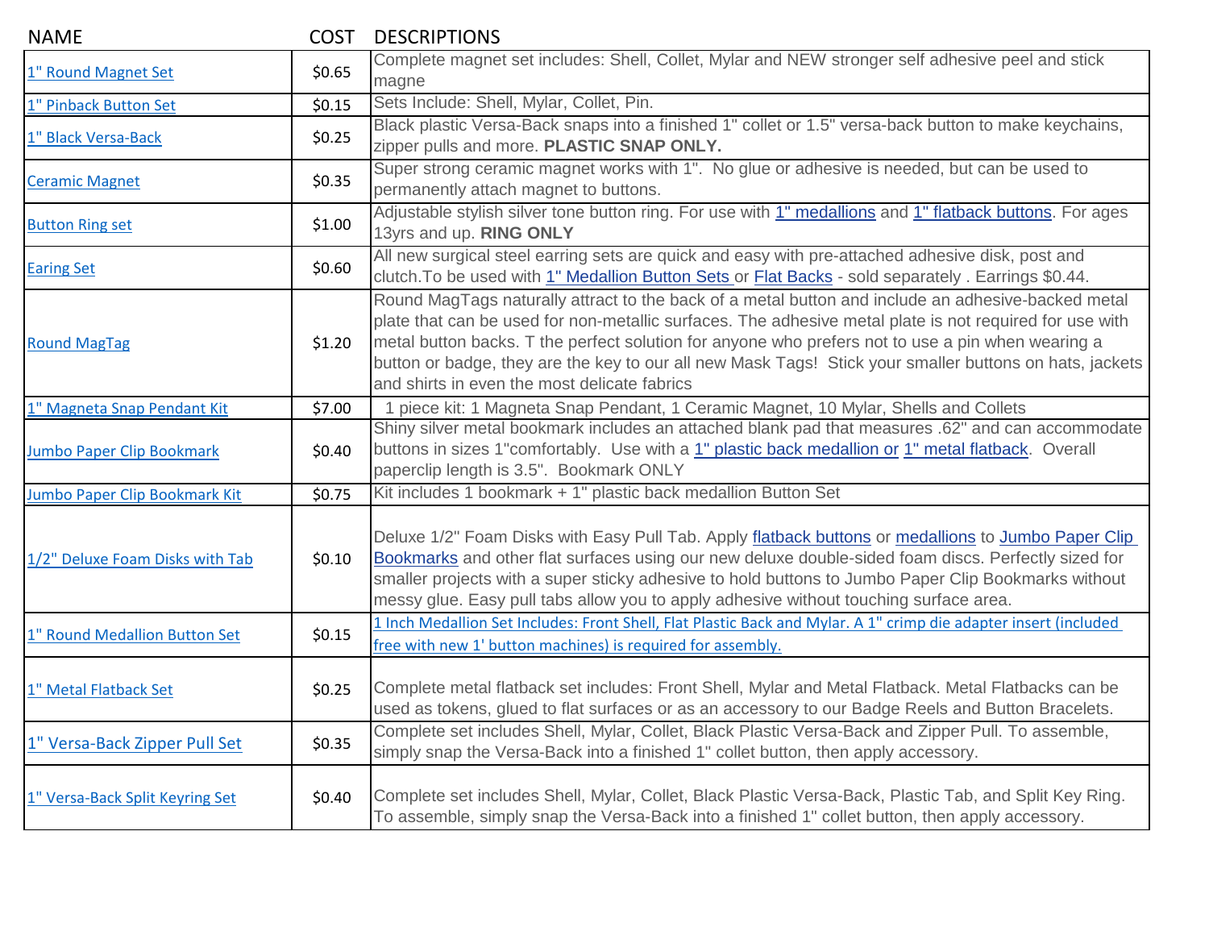| NAME | COST | DESCRIPTIONS |
|---|---|---|
| 1" Round Magnet Set | $0.65 | Complete magnet set includes: Shell, Collet, Mylar and NEW stronger self adhesive peel and stick magne |
| 1" Pinback Button Set | $0.15 | Sets Include: Shell, Mylar, Collet, Pin. |
| 1" Black Versa-Back | $0.25 | Black plastic Versa-Back snaps into a finished 1" collet or 1.5" versa-back button to make keychains, zipper pulls and more. **PLASTIC SNAP ONLY.** |
| Ceramic Magnet | $0.35 | Super strong ceramic magnet works with 1". No glue or adhesive is needed, but can be used to permanently attach magnet to buttons. |
| Button Ring set | $1.00 | Adjustable stylish silver tone button ring. For use with 1" medallions and 1" flatback buttons. For ages 13yrs and up. **RING ONLY** |
| Earing Set | $0.60 | All new surgical steel earring sets are quick and easy with pre-attached adhesive disk, post and clutch.To be used with 1" Medallion Button Sets or Flat Backs - sold separately . Earrings $0.44. |
| Round MagTag | $1.20 | Round MagTags naturally attract to the back of a metal button and include an adhesive-backed metal plate that can be used for non-metallic surfaces. The adhesive metal plate is not required for use with metal button backs. T the perfect solution for anyone who prefers not to use a pin when wearing a button or badge, they are the key to our all new Mask Tags! Stick your smaller buttons on hats, jackets and shirts in even the most delicate fabrics |
| 1" Magneta Snap Pendant Kit | $7.00 | 1 piece kit: 1 Magneta Snap Pendant, 1 Ceramic Magnet, 10 Mylar, Shells and Collets |
| Jumbo Paper Clip Bookmark | $0.40 | Shiny silver metal bookmark includes an attached blank pad that measures .62" and can accommodate buttons in sizes 1"comfortably. Use with a 1" plastic back medallion or 1" metal flatback. Overall paperclip length is 3.5". Bookmark ONLY |
| Jumbo Paper Clip Bookmark Kit | $0.75 | Kit includes 1 bookmark + 1" plastic back medallion Button Set |
| 1/2" Deluxe Foam Disks with Tab | $0.10 | Deluxe 1/2" Foam Disks with Easy Pull Tab. Apply flatback buttons or medallions to Jumbo Paper Clip Bookmarks and other flat surfaces using our new deluxe double-sided foam discs. Perfectly sized for smaller projects with a super sticky adhesive to hold buttons to Jumbo Paper Clip Bookmarks without messy glue. Easy pull tabs allow you to apply adhesive without touching surface area. |
| 1" Round Medallion Button Set | $0.15 | 1 Inch Medallion Set Includes: Front Shell, Flat Plastic Back and Mylar. A 1" crimp die adapter insert (included free with new 1' button machines) is required for assembly. |
| 1" Metal Flatback Set | $0.25 | Complete metal flatback set includes: Front Shell, Mylar and Metal Flatback. Metal Flatbacks can be used as tokens, glued to flat surfaces or as an accessory to our Badge Reels and Button Bracelets. |
| 1" Versa-Back Zipper Pull Set | $0.35 | Complete set includes Shell, Mylar, Collet, Black Plastic Versa-Back and Zipper Pull. To assemble, simply snap the Versa-Back into a finished 1" collet button, then apply accessory. |
| 1" Versa-Back Split Keyring Set | $0.40 | Complete set includes Shell, Mylar, Collet, Black Plastic Versa-Back, Plastic Tab, and Split Key Ring. To assemble, simply snap the Versa-Back into a finished 1" collet button, then apply accessory. |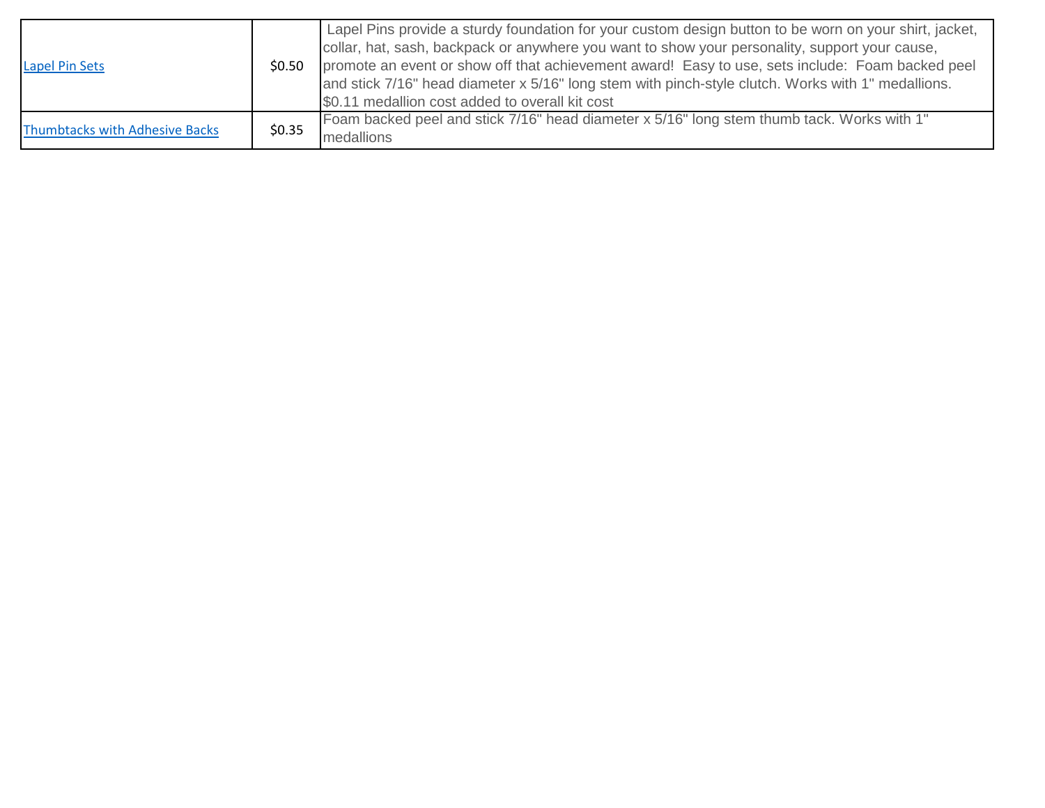| | | |
|---|---|---|
| Lapel Pin Sets | $0.50 | Lapel Pins provide a sturdy foundation for your custom design button to be worn on your shirt, jacket, collar, hat, sash, backpack or anywhere you want to show your personality, support your cause, promote an event or show off that achievement award! Easy to use, sets include: Foam backed peel and stick 7/16" head diameter x 5/16" long stem with pinch-style clutch. Works with 1" medallions. $0.11 medallion cost added to overall kit cost |
| Thumbtacks with Adhesive Backs | $0.35 | Foam backed peel and stick 7/16" head diameter x 5/16" long stem thumb tack. Works with 1" medallions |